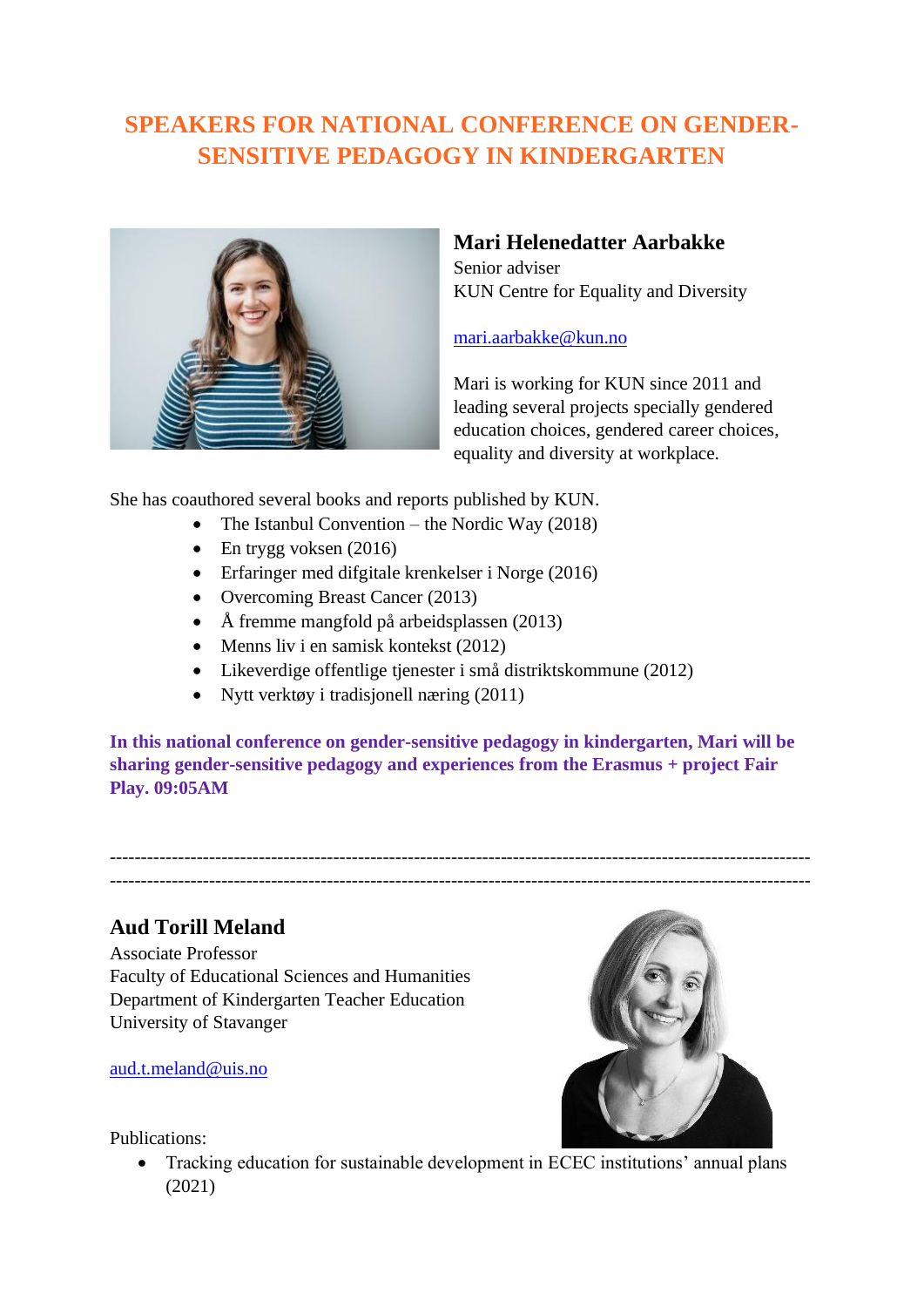# SPEAKERS FOR NATIONAL CONFERENCE ON GENDER-SENSITIVE PEDAGOGY IN KINDERGARTEN

## Mari Helenedatter Aarbakke

Senior adviser
KUN Centre for Equality and Diversity

mari.aarbakke@kun.no

Mari is working for KUN since 2011 and leading several projects specially gendered education choices, gendered career choices, equality and diversity at workplace.

She has coauthored several books and reports published by KUN.

- The Istanbul Convention – the Nordic Way (2018)
- En trygg voksen (2016)
- Erfaringer med difgitale krenkelser i Norge (2016)
- Overcoming Breast Cancer (2013)
- Å fremme mangfold på arbeidsplassen (2013)
- Menns liv i en samisk kontekst (2012)
- Likeverdige offentlige tjenester i små distriktskommune (2012)
- Nytt verktøy i tradisjonell næring (2011)

**In this national conference on gender-sensitive pedagogy in kindergarten, Mari will be sharing gender-sensitive pedagogy and experiences from the Erasmus + project Fair Play. 09:05AM**

---

---

## Aud Torill Meland

Associate Professor
Faculty of Educational Sciences and Humanities
Department of Kindergarten Teacher Education
University of Stavanger

aud.t.meland@uis.no

Publications:

- Tracking education for sustainable development in ECEC institutions' annual plans (2021)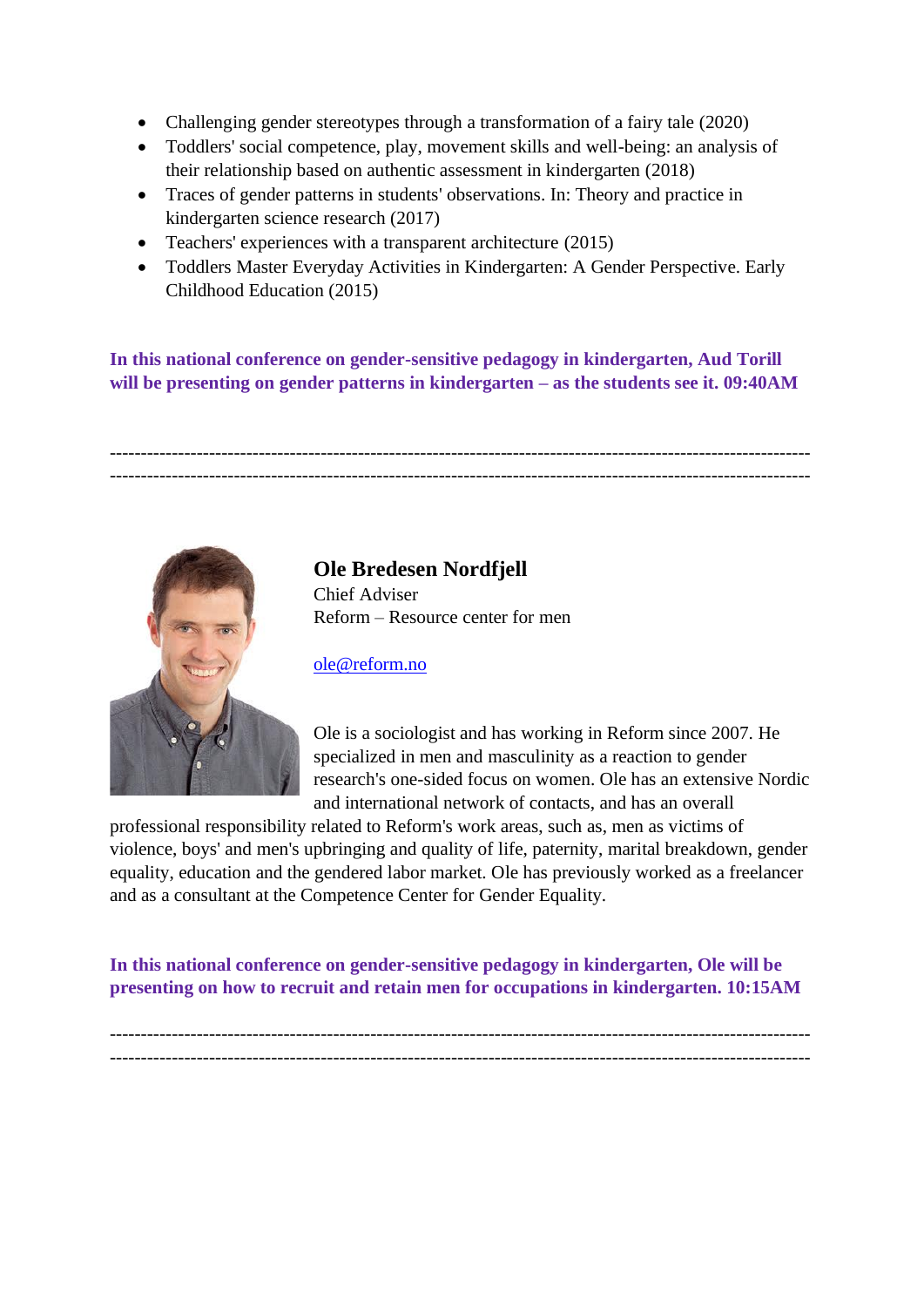- Challenging gender stereotypes through a transformation of a fairy tale (2020)
- Toddlers' social competence, play, movement skills and well-being: an analysis of their relationship based on authentic assessment in kindergarten (2018)
- Traces of gender patterns in students' observations. In: Theory and practice in kindergarten science research (2017)
- Teachers' experiences with a transparent architecture (2015)
- Toddlers Master Everyday Activities in Kindergarten: A Gender Perspective. Early Childhood Education (2015)

**In this national conference on gender-sensitive pedagogy in kindergarten, Aud Torill will be presenting on gender patterns in kindergarten – as the students see it. 09:40AM**

---

---

## Ole Bredesen Nordfjell

Chief Adviser
Reform – Resource center for men

[ole@reform.no](mailto:ole@reform.no)

Ole is a sociologist and has working in Reform since 2007. He specialized in men and masculinity as a reaction to gender research's one-sided focus on women. Ole has an extensive Nordic and international network of contacts, and has an overall professional responsibility related to Reform's work areas, such as, men as victims of violence, boys' and men's upbringing and quality of life, paternity, marital breakdown, gender equality, education and the gendered labor market. Ole has previously worked as a freelancer and as a consultant at the Competence Center for Gender Equality.

**In this national conference on gender-sensitive pedagogy in kindergarten, Ole will be presenting on how to recruit and retain men for occupations in kindergarten. 10:15AM**

---

---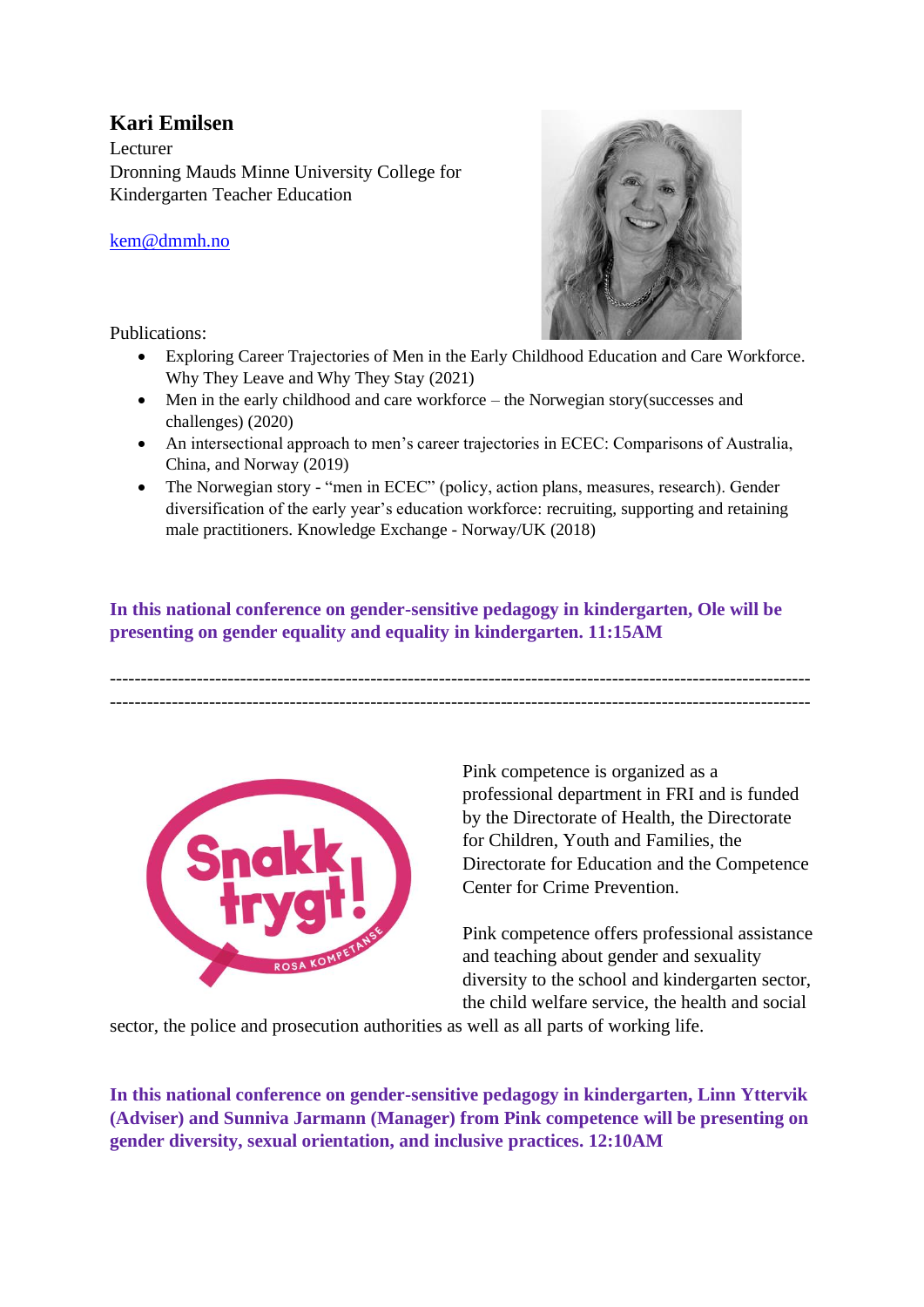**Kari Emilsen**
Lecturer
Dronning Mauds Minne University College for Kindergarten Teacher Education

kem@dmmh.no

Publications:

- Exploring Career Trajectories of Men in the Early Childhood Education and Care Workforce. Why They Leave and Why They Stay (2021)
- Men in the early childhood and care workforce – the Norwegian story(successes and challenges) (2020)
- An intersectional approach to men's career trajectories in ECEC: Comparisons of Australia, China, and Norway (2019)
- The Norwegian story - "men in ECEC" (policy, action plans, measures, research). Gender diversification of the early year's education workforce: recruiting, supporting and retaining male practitioners. Knowledge Exchange - Norway/UK (2018)

**In this national conference on gender-sensitive pedagogy in kindergarten, Ole will be presenting on gender equality and equality in kindergarten. 11:15AM**

---

---

Pink competence is organized as a professional department in FRI and is funded by the Directorate of Health, the Directorate for Children, Youth and Families, the Directorate for Education and the Competence Center for Crime Prevention.

Pink competence offers professional assistance and teaching about gender and sexuality diversity to the school and kindergarten sector, the child welfare service, the health and social sector, the police and prosecution authorities as well as all parts of working life.

**In this national conference on gender-sensitive pedagogy in kindergarten, Linn Yttervik (Adviser) and Sunniva Jarmann (Manager) from Pink competence will be presenting on gender diversity, sexual orientation, and inclusive practices. 12:10AM**